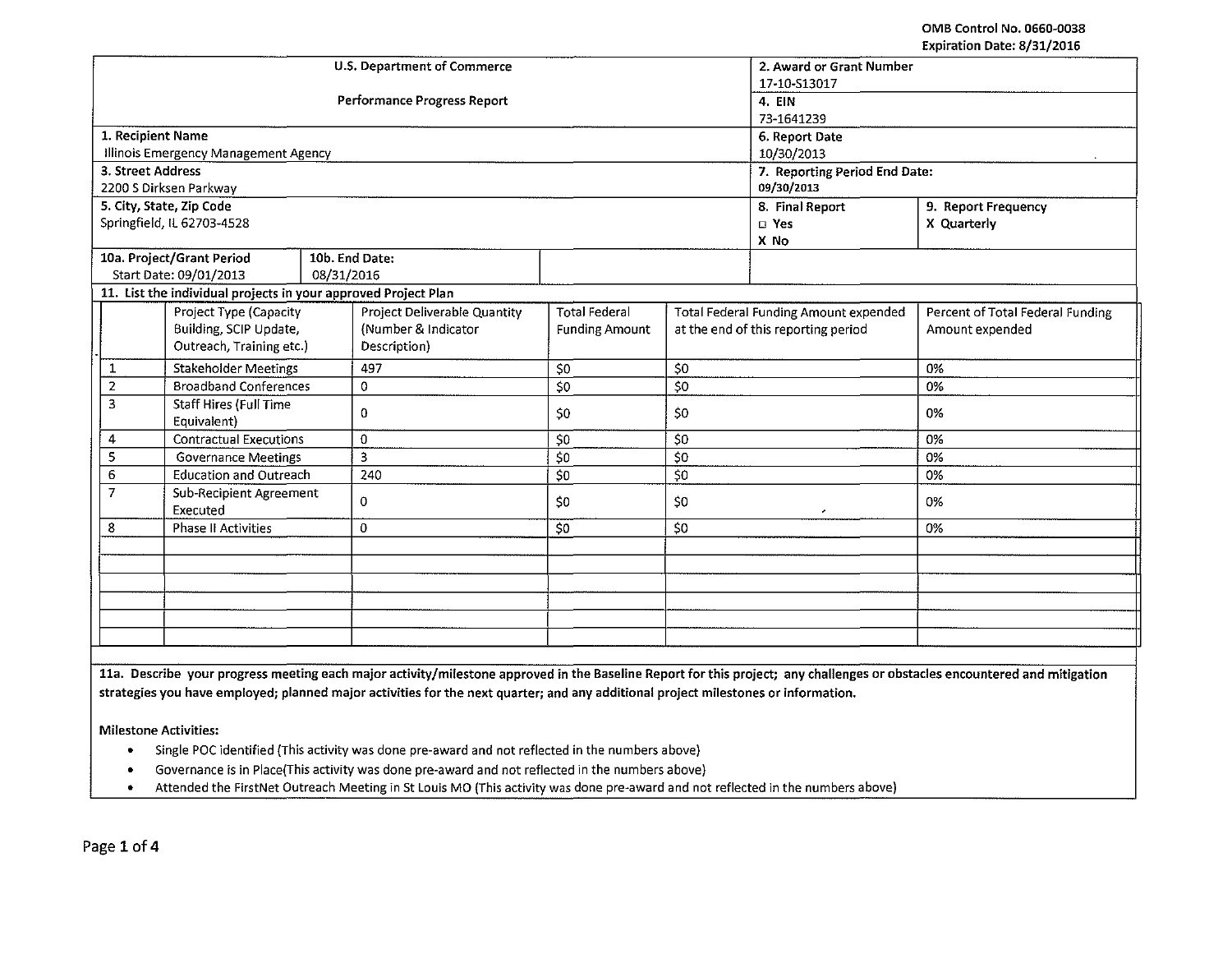OMB Control No. 0660-0038
Expiration Date: 8/31/2016

| U.S. Department of Commerce<br>Performance Progress Report | 2. Award or Grant Number<br>17-10-S13017 | |
|---|---|---|
| | 4. EIN<br>73-1641239 | |
| 1. Recipient Name<br>Illinois Emergency Management Agency | 6. Report Date<br>10/30/2013 | |
| 3. Street Address<br>2200 S Dirksen Parkway | 7. Reporting Period End Date:<br>09/30/2013 | |
| 5. City, State, Zip Code<br>Springfield, IL 62703-4528 | 8. Final Report<br>☐ Yes<br>X No | 9. Report Frequency<br>X Quarterly |
| 10a. Project/Grant Period<br>Start Date: 09/01/2013 — 10b. End Date: 08/31/2016 | | |

**11. List the individual projects in your approved Project Plan**

| | Project Type (Capacity Building, SCIP Update, Outreach, Training etc.) | Project Deliverable Quantity (Number & Indicator Description) | Total Federal Funding Amount | Total Federal Funding Amount expended at the end of this reporting period | Percent of Total Federal Funding Amount expended |
|---|---|---|---|---|---|
| 1 | Stakeholder Meetings | 497 | $0 | $0 | 0% |
| 2 | Broadband Conferences | 0 | $0 | $0 | 0% |
| 3 | Staff Hires (Full Time Equivalent) | 0 | $0 | $0 | 0% |
| 4 | Contractual Executions | 0 | $0 | $0 | 0% |
| 5 | Governance Meetings | 3 | $0 | $0 | 0% |
| 6 | Education and Outreach | 240 | $0 | $0 | 0% |
| 7 | Sub-Recipient Agreement Executed | 0 | $0 | $0 | 0% |
| 8 | Phase II Activities | 0 | $0 | $0 | 0% |
| | | | | | |
| | | | | | |
| | | | | | |
| | | | | | |
| | | | | | |
| | | | | | |

**11a. Describe your progress meeting each major activity/milestone approved in the Baseline Report for this project; any challenges or obstacles encountered and mitigation strategies you have employed; planned major activities for the next quarter; and any additional project milestones or information.**

**Milestone Activities:**

- Single POC identified (This activity was done pre-award and not reflected in the numbers above)
- Governance is in Place(This activity was done pre-award and not reflected in the numbers above)
- Attended the FirstNet Outreach Meeting in St Louis MO (This activity was done pre-award and not reflected in the numbers above)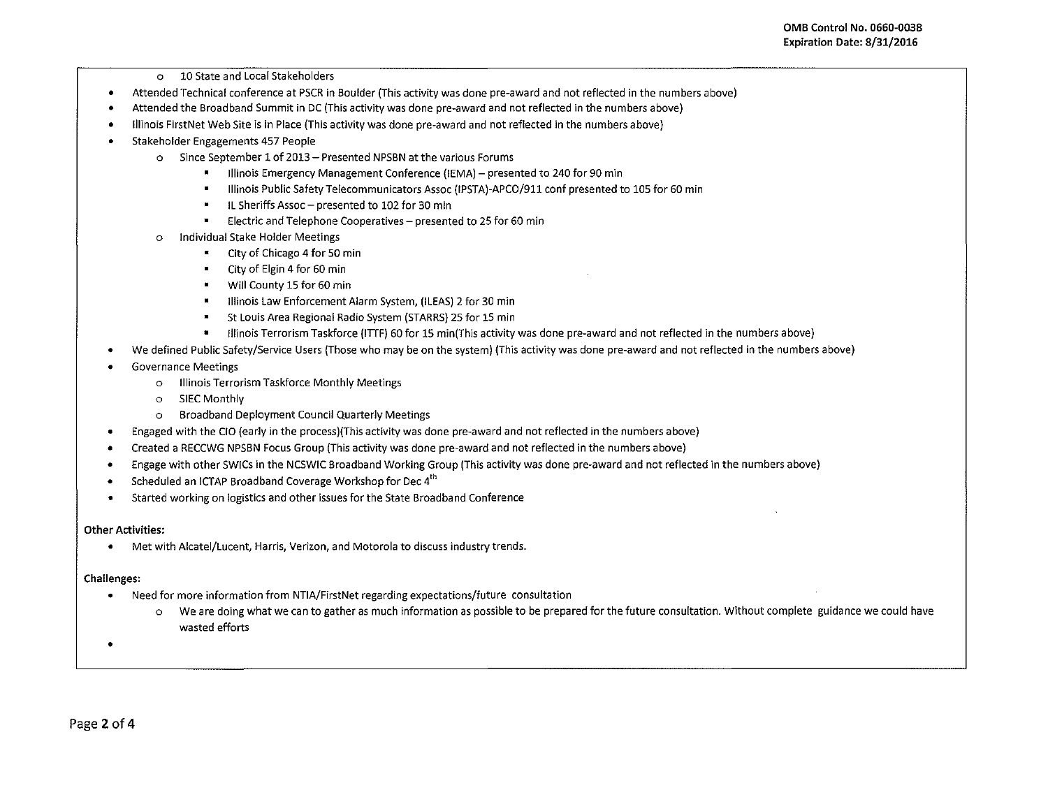- 10 State and Local Stakeholders

- Attended Technical conference at PSCR in Boulder (This activity was done pre-award and not reflected in the numbers above)
- Attended the Broadband Summit in DC (This activity was done pre-award and not reflected in the numbers above)
- Illinois FirstNet Web Site is in Place (This activity was done pre-award and not reflected in the numbers above)
- Stakeholder Engagements 457 People
  - Since September 1 of 2013 – Presented NPSBN at the various Forums
    - Illinois Emergency Management Conference (IEMA) – presented to 240 for 90 min
    - Illinois Public Safety Telecommunicators Assoc (IPSTA)-APCO/911 conf presented to 105 for 60 min
    - IL Sheriffs Assoc – presented to 102 for 30 min
    - Electric and Telephone Cooperatives – presented to 25 for 60 min
  - Individual Stake Holder Meetings
    - City of Chicago 4 for 50 min
    - City of Elgin 4 for 60 min
    - Will County 15 for 60 min
    - Illinois Law Enforcement Alarm System, (ILEAS) 2 for 30 min
    - St Louis Area Regional Radio System (STARRS) 25 for 15 min
    - Illinois Terrorism Taskforce (ITTF) 60 for 15 min(This activity was done pre-award and not reflected in the numbers above)
- We defined Public Safety/Service Users (Those who may be on the system) (This activity was done pre-award and not reflected in the numbers above)
- Governance Meetings
  - Illinois Terrorism Taskforce Monthly Meetings
  - SIEC Monthly
  - Broadband Deployment Council Quarterly Meetings
- Engaged with the CIO (early in the process)(This activity was done pre-award and not reflected in the numbers above)
- Created a RECCWG NPSBN Focus Group (This activity was done pre-award and not reflected in the numbers above)
- Engage with other SWICs in the NCSWIC Broadband Working Group (This activity was done pre-award and not reflected in the numbers above)
- Scheduled an ICTAP Broadband Coverage Workshop for Dec 4th
- Started working on logistics and other issues for the State Broadband Conference

**Other Activities:**

- Met with Alcatel/Lucent, Harris, Verizon, and Motorola to discuss industry trends.

**Challenges:**

- Need for more information from NTIA/FirstNet regarding expectations/future consultation
  - We are doing what we can to gather as much information as possible to be prepared for the future consultation. Without complete guidance we could have wasted efforts
-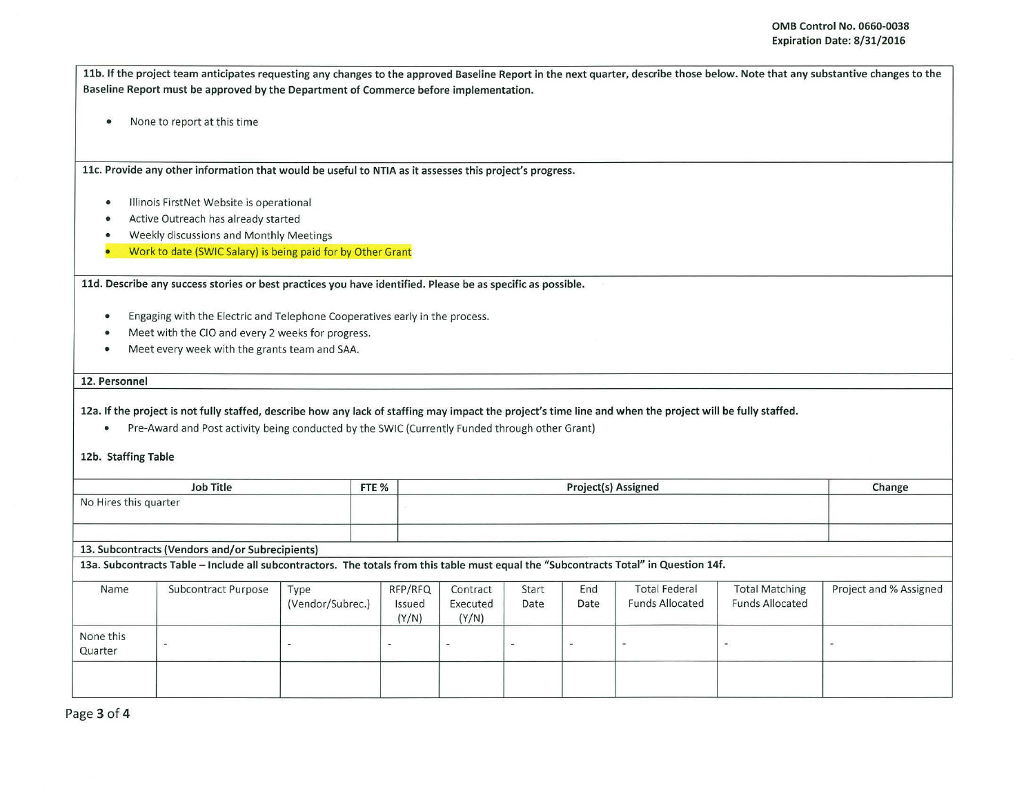**11b. If the project team anticipates requesting any changes to the approved Baseline Report in the next quarter, describe those below. Note that any substantive changes to the Baseline Report must be approved by the Department of Commerce before implementation.**

- None to report at this time

**11c. Provide any other information that would be useful to NTIA as it assesses this project's progress.**

- Illinois FirstNet Website is operational
- Active Outreach has already started
- Weekly discussions and Monthly Meetings
- Work to date (SWIC Salary) is being paid for by Other Grant

**11d. Describe any success stories or best practices you have identified. Please be as specific as possible.**

- Engaging with the Electric and Telephone Cooperatives early in the process.
- Meet with the CIO and every 2 weeks for progress.
- Meet every week with the grants team and SAA.

## 12. Personnel

**12a. If the project is not fully staffed, describe how any lack of staffing may impact the project's time line and when the project will be fully staffed.**

- Pre-Award and Post activity being conducted by the SWIC (Currently Funded through other Grant)

**12b. Staffing Table**

| Job Title | FTE % | Project(s) Assigned | Change |
|---|---|---|---|
| No Hires this quarter | | | |
| | | | |

## 13. Subcontracts (Vendors and/or Subrecipients)

**13a. Subcontracts Table – Include all subcontractors. The totals from this table must equal the "Subcontracts Total" in Question 14f.**

| Name | Subcontract Purpose | Type (Vendor/Subrec.) | RFP/RFQ Issued (Y/N) | Contract Executed (Y/N) | Start Date | End Date | Total Federal Funds Allocated | Total Matching Funds Allocated | Project and % Assigned |
|---|---|---|---|---|---|---|---|---|---|
| None this Quarter | - | - | - | - | - | - | - | - | - |
| | | | | | | | | | |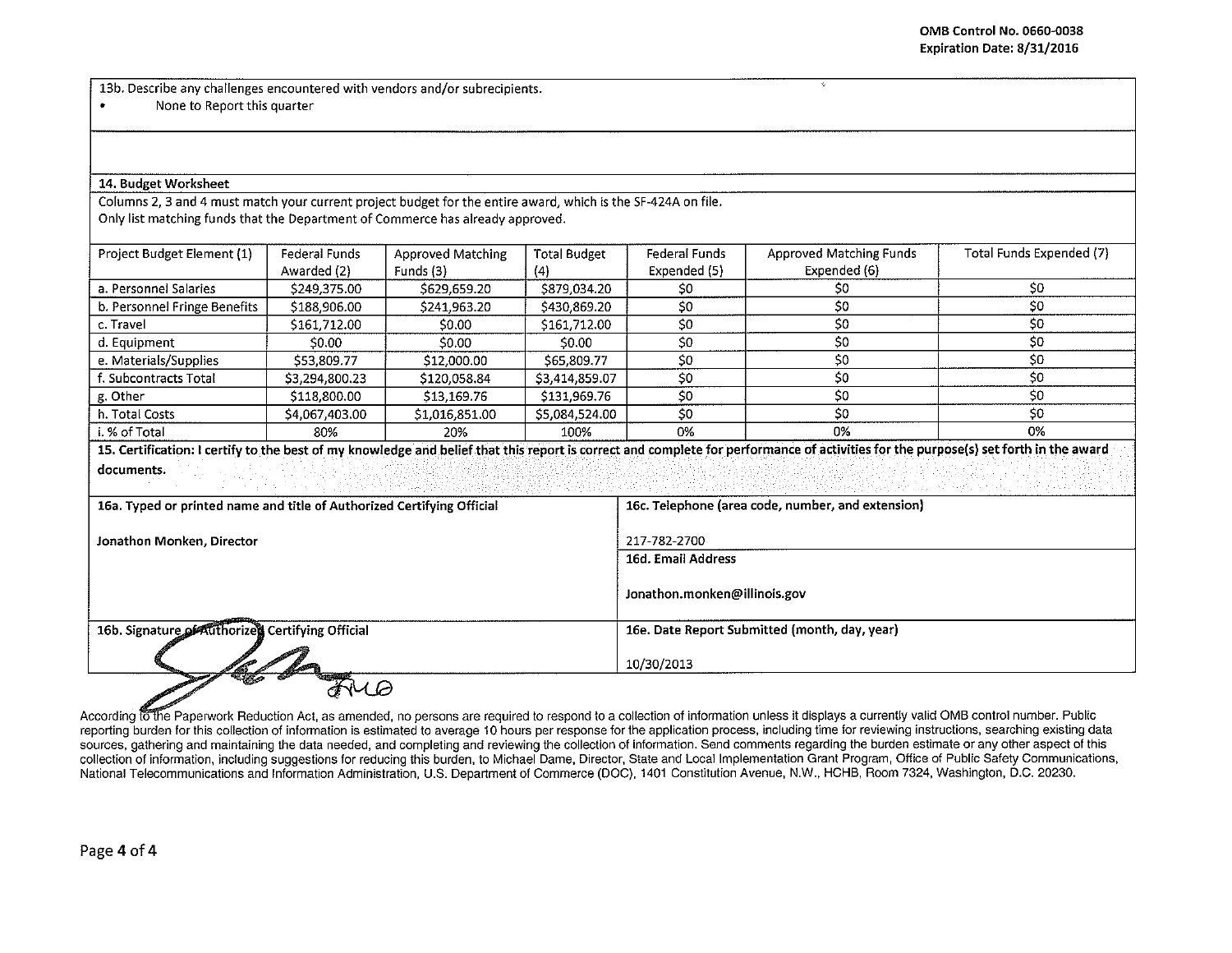OMB Control No. 0660-0038
Expiration Date: 8/31/2016

13b. Describe any challenges encountered with vendors and/or subrecipients.

- None to Report this quarter

**14. Budget Worksheet**

Columns 2, 3 and 4 must match your current project budget for the entire award, which is the SF-424A on file.
Only list matching funds that the Department of Commerce has already approved.

| Project Budget Element (1) | Federal Funds Awarded (2) | Approved Matching Funds (3) | Total Budget (4) | Federal Funds Expended (5) | Approved Matching Funds Expended (6) | Total Funds Expended (7) |
|---|---|---|---|---|---|---|
| a. Personnel Salaries | $249,375.00 | $629,659.20 | $879,034.20 | $0 | $0 | $0 |
| b. Personnel Fringe Benefits | $188,906.00 | $241,963.20 | $430,869.20 | $0 | $0 | $0 |
| c. Travel | $161,712.00 | $0.00 | $161,712.00 | $0 | $0 | $0 |
| d. Equipment | $0.00 | $0.00 | $0.00 | $0 | $0 | $0 |
| e. Materials/Supplies | $53,809.77 | $12,000.00 | $65,809.77 | $0 | $0 | $0 |
| f. Subcontracts Total | $3,294,800.23 | $120,058.84 | $3,414,859.07 | $0 | $0 | $0 |
| g. Other | $118,800.00 | $13,169.76 | $131,969.76 | $0 | $0 | $0 |
| h. Total Costs | $4,067,403.00 | $1,016,851.00 | $5,084,524.00 | $0 | $0 | $0 |
| i. % of Total | 80% | 20% | 100% | 0% | 0% | 0% |

**15. Certification: I certify to the best of my knowledge and belief that this report is correct and complete for performance of activities for the purpose(s) set forth in the award documents.**

**16a. Typed or printed name and title of Authorized Certifying Official**

**Jonathon Monken, Director**

**16c. Telephone (area code, number, and extension)**

217-782-2700

**16d. Email Address**

Jonathon.monken@illinois.gov

**16b. Signature of Authorized Certifying Official**

**16e. Date Report Submitted (month, day, year)**

10/30/2013

According to the Paperwork Reduction Act, as amended, no persons are required to respond to a collection of information unless it displays a currently valid OMB control number. Public reporting burden for this collection of information is estimated to average 10 hours per response for the application process, including time for reviewing instructions, searching existing data sources, gathering and maintaining the data needed, and completing and reviewing the collection of information. Send comments regarding the burden estimate or any other aspect of this collection of information, including suggestions for reducing this burden, to Michael Dame, Director, State and Local Implementation Grant Program, Office of Public Safety Communications, National Telecommunications and Information Administration, U.S. Department of Commerce (DOC), 1401 Constitution Avenue, N.W., HCHB, Room 7324, Washington, D.C. 20230.